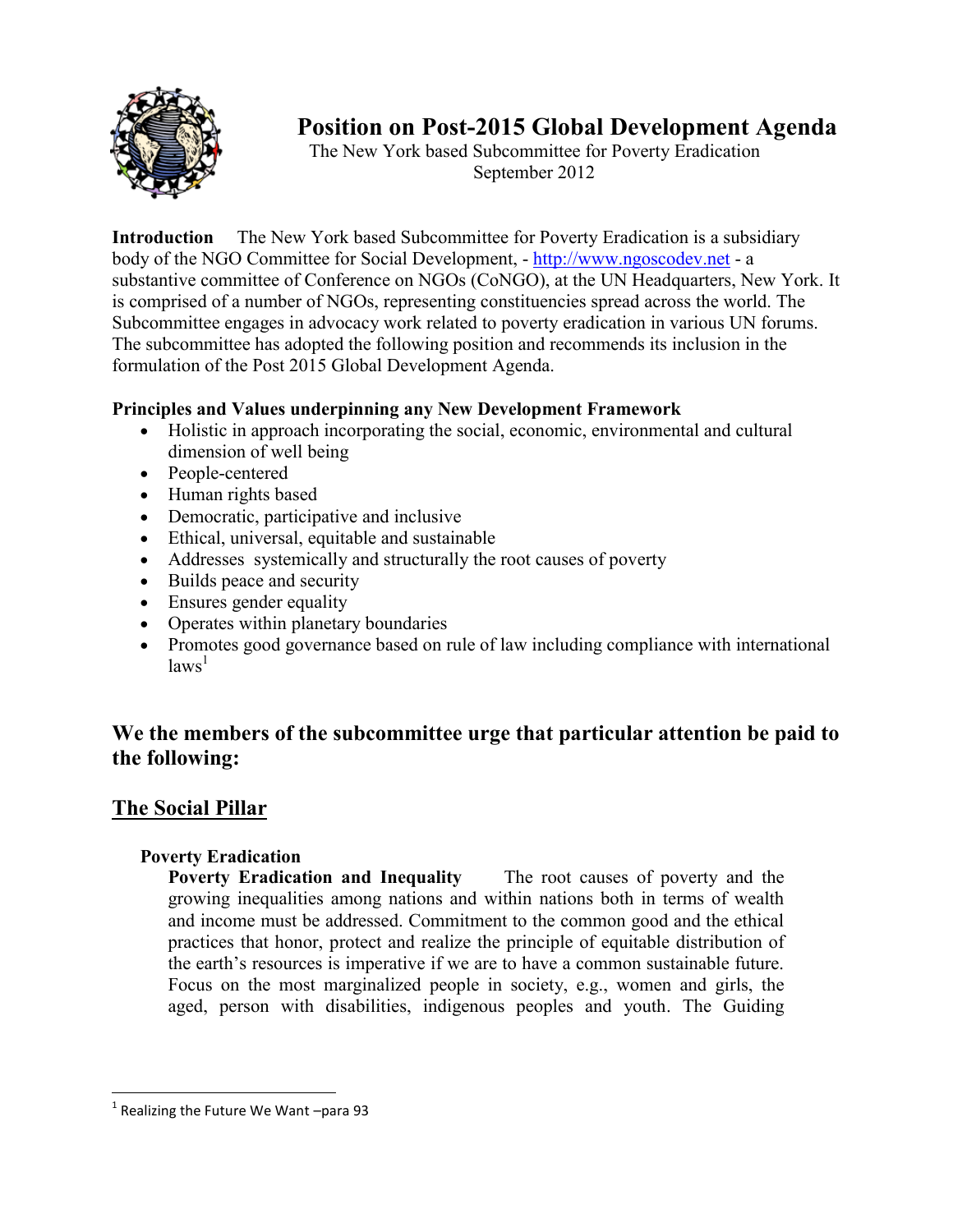# Position on Post-2015 Global Development Agenda

The New York based Subcommittee for Poverty Eradication
September 2012

**Introduction** The New York based Subcommittee for Poverty Eradication is a subsidiary body of the NGO Committee for Social Development, - http://www.ngoscodev.net - a substantive committee of Conference on NGOs (CoNGO), at the UN Headquarters, New York. It is comprised of a number of NGOs, representing constituencies spread across the world. The Subcommittee engages in advocacy work related to poverty eradication in various UN forums. The subcommittee has adopted the following position and recommends its inclusion in the formulation of the Post 2015 Global Development Agenda.

**Principles and Values underpinning any New Development Framework**

- Holistic in approach incorporating the social, economic, environmental and cultural dimension of well being
- People-centered
- Human rights based
- Democratic, participative and inclusive
- Ethical, universal, equitable and sustainable
- Addresses systemically and structurally the root causes of poverty
- Builds peace and security
- Ensures gender equality
- Operates within planetary boundaries
- Promotes good governance based on rule of law including compliance with international laws[1]

## We the members of the subcommittee urge that particular attention be paid to the following:

## The Social Pillar

### Poverty Eradication

**Poverty Eradication and Inequality** The root causes of poverty and the growing inequalities among nations and within nations both in terms of wealth and income must be addressed. Commitment to the common good and the ethical practices that honor, protect and realize the principle of equitable distribution of the earth's resources is imperative if we are to have a common sustainable future. Focus on the most marginalized people in society, e.g., women and girls, the aged, person with disabilities, indigenous peoples and youth. The Guiding

---

[1] Realizing the Future We Want –para 93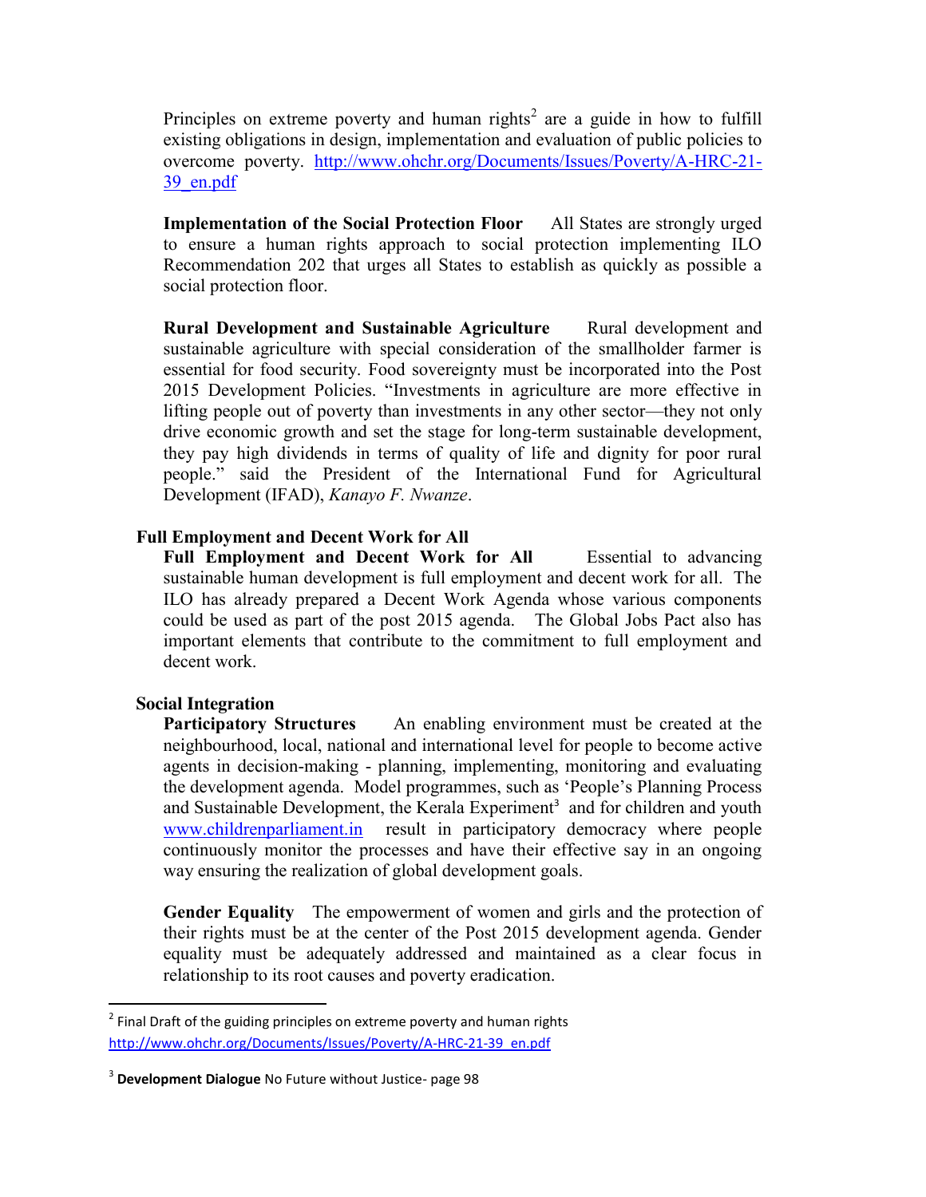Principles on extreme poverty and human rights[2] are a guide in how to fulfill existing obligations in design, implementation and evaluation of public policies to overcome poverty. http://www.ohchr.org/Documents/Issues/Poverty/A-HRC-21-39_en.pdf

**Implementation of the Social Protection Floor** All States are strongly urged to ensure a human rights approach to social protection implementing ILO Recommendation 202 that urges all States to establish as quickly as possible a social protection floor.

**Rural Development and Sustainable Agriculture** Rural development and sustainable agriculture with special consideration of the smallholder farmer is essential for food security. Food sovereignty must be incorporated into the Post 2015 Development Policies. "Investments in agriculture are more effective in lifting people out of poverty than investments in any other sector—they not only drive economic growth and set the stage for long-term sustainable development, they pay high dividends in terms of quality of life and dignity for poor rural people." said the President of the International Fund for Agricultural Development (IFAD), *Kanayo F. Nwanze*.

## Full Employment and Decent Work for All

**Full Employment and Decent Work for All** Essential to advancing sustainable human development is full employment and decent work for all. The ILO has already prepared a Decent Work Agenda whose various components could be used as part of the post 2015 agenda. The Global Jobs Pact also has important elements that contribute to the commitment to full employment and decent work.

## Social Integration

**Participatory Structures** An enabling environment must be created at the neighbourhood, local, national and international level for people to become active agents in decision-making - planning, implementing, monitoring and evaluating the development agenda. Model programmes, such as 'People's Planning Process and Sustainable Development, the Kerala Experiment[3] and for children and youth www.childrenparliament.in result in participatory democracy where people continuously monitor the processes and have their effective say in an ongoing way ensuring the realization of global development goals.

**Gender Equality** The empowerment of women and girls and the protection of their rights must be at the center of the Post 2015 development agenda. Gender equality must be adequately addressed and maintained as a clear focus in relationship to its root causes and poverty eradication.

---

[2] Final Draft of the guiding principles on extreme poverty and human rights http://www.ohchr.org/Documents/Issues/Poverty/A-HRC-21-39_en.pdf

[3] **Development Dialogue** No Future without Justice- page 98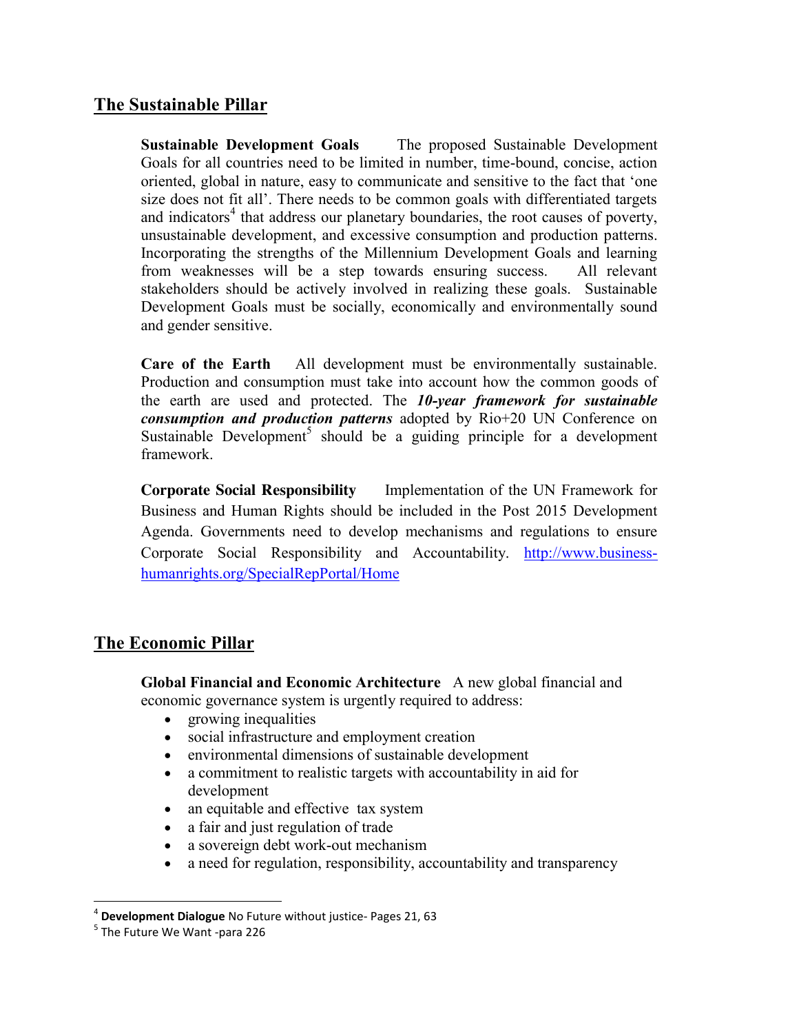## The Sustainable Pillar

**Sustainable Development Goals** The proposed Sustainable Development Goals for all countries need to be limited in number, time-bound, concise, action oriented, global in nature, easy to communicate and sensitive to the fact that 'one size does not fit all'. There needs to be common goals with differentiated targets and indicators[4] that address our planetary boundaries, the root causes of poverty, unsustainable development, and excessive consumption and production patterns. Incorporating the strengths of the Millennium Development Goals and learning from weaknesses will be a step towards ensuring success. All relevant stakeholders should be actively involved in realizing these goals. Sustainable Development Goals must be socially, economically and environmentally sound and gender sensitive.

**Care of the Earth** All development must be environmentally sustainable. Production and consumption must take into account how the common goods of the earth are used and protected. The ***10-year framework for sustainable consumption and production patterns*** adopted by Rio+20 UN Conference on Sustainable Development[5] should be a guiding principle for a development framework.

**Corporate Social Responsibility** Implementation of the UN Framework for Business and Human Rights should be included in the Post 2015 Development Agenda. Governments need to develop mechanisms and regulations to ensure Corporate Social Responsibility and Accountability. [http://www.business-humanrights.org/SpecialRepPortal/Home](http://www.business-humanrights.org/SpecialRepPortal/Home)

## The Economic Pillar

**Global Financial and Economic Architecture** A new global financial and economic governance system is urgently required to address:

- growing inequalities
- social infrastructure and employment creation
- environmental dimensions of sustainable development
- a commitment to realistic targets with accountability in aid for development
- an equitable and effective tax system
- a fair and just regulation of trade
- a sovereign debt work-out mechanism
- a need for regulation, responsibility, accountability and transparency

---

[4] **Development Dialogue** No Future without justice- Pages 21, 63

[5] The Future We Want -para 226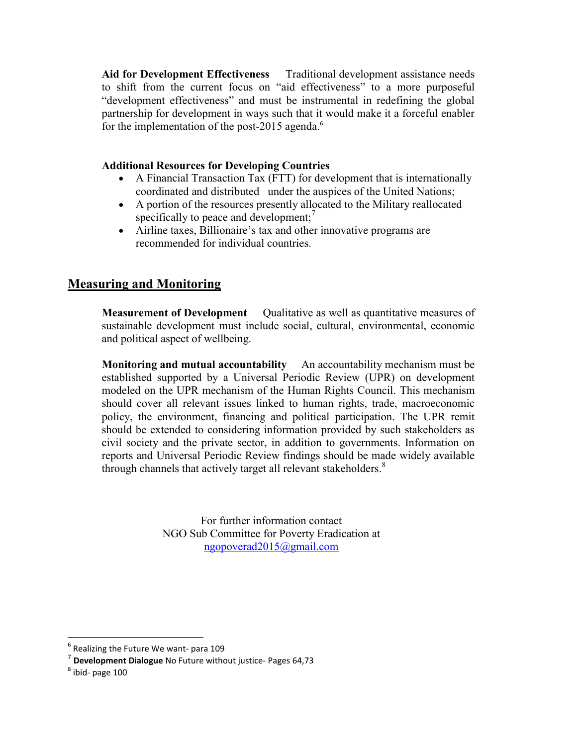**Aid for Development Effectiveness** Traditional development assistance needs to shift from the current focus on "aid effectiveness" to a more purposeful "development effectiveness" and must be instrumental in redefining the global partnership for development in ways such that it would make it a forceful enabler for the implementation of the post-2015 agenda.[6]

**Additional Resources for Developing Countries**

- A Financial Transaction Tax (FTT) for development that is internationally coordinated and distributed under the auspices of the United Nations;
- A portion of the resources presently allocated to the Military reallocated specifically to peace and development;[7]
- Airline taxes, Billionaire's tax and other innovative programs are recommended for individual countries.

## Measuring and Monitoring

**Measurement of Development** Qualitative as well as quantitative measures of sustainable development must include social, cultural, environmental, economic and political aspect of wellbeing.

**Monitoring and mutual accountability** An accountability mechanism must be established supported by a Universal Periodic Review (UPR) on development modeled on the UPR mechanism of the Human Rights Council. This mechanism should cover all relevant issues linked to human rights, trade, macroeconomic policy, the environment, financing and political participation. The UPR remit should be extended to considering information provided by such stakeholders as civil society and the private sector, in addition to governments. Information on reports and Universal Periodic Review findings should be made widely available through channels that actively target all relevant stakeholders.[8]

For further information contact
NGO Sub Committee for Poverty Eradication at
ngopoverad2015@gmail.com

---

[6] Realizing the Future We want- para 109

[7] **Development Dialogue** No Future without justice- Pages 64,73

[8] ibid- page 100